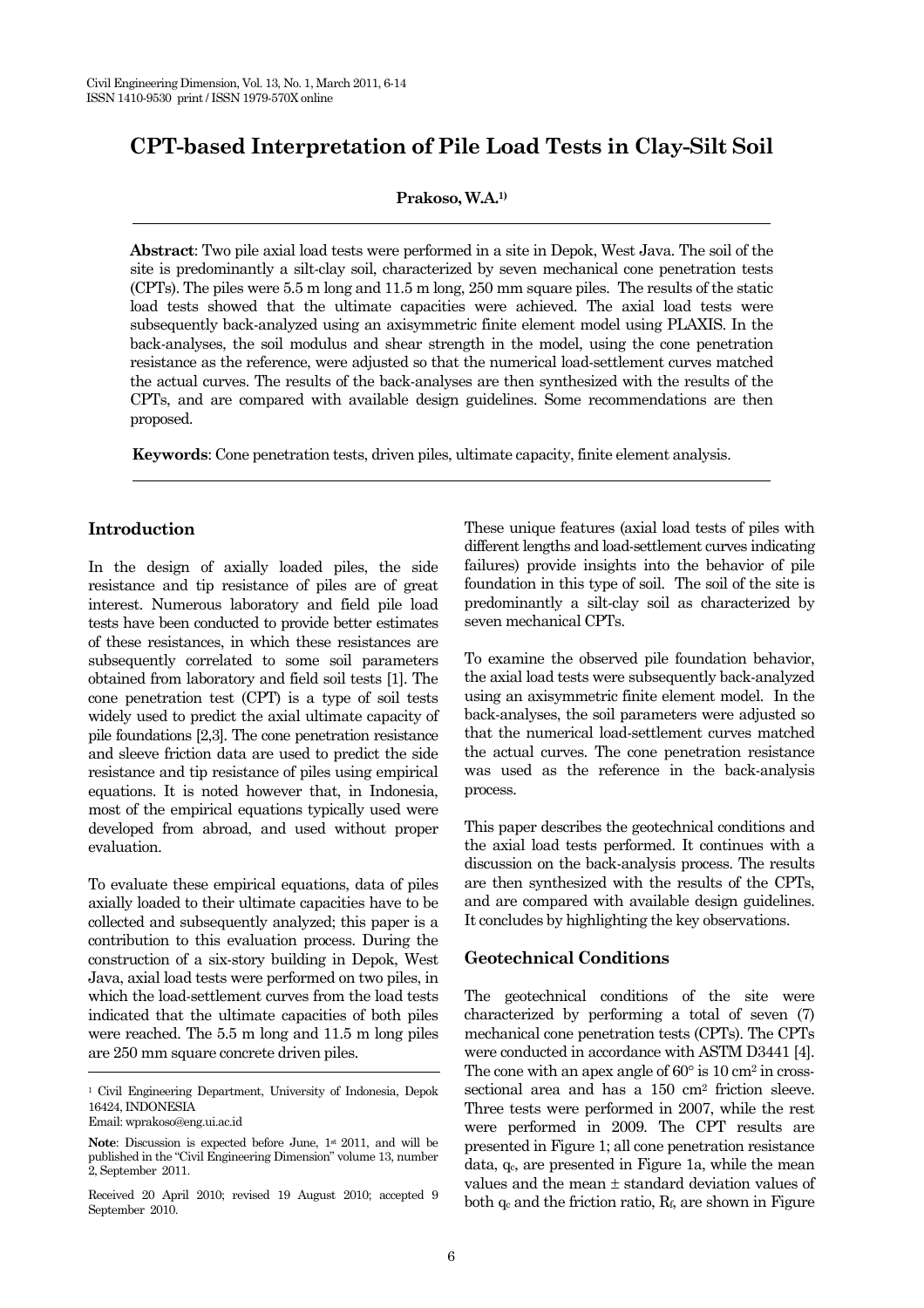# CPT-based Interpretation of Pile Load Tests in Clay-Silt Soil

**Prakoso, W.A.[1]**

**Abstract**: Two pile axial load tests were performed in a site in Depok, West Java. The soil of the site is predominantly a silt-clay soil, characterized by seven mechanical cone penetration tests (CPTs). The piles were 5.5 m long and 11.5 m long, 250 mm square piles. The results of the static load tests showed that the ultimate capacities were achieved. The axial load tests were subsequently back-analyzed using an axisymmetric finite element model using PLAXIS. In the back-analyses, the soil modulus and shear strength in the model, using the cone penetration resistance as the reference, were adjusted so that the numerical load-settlement curves matched the actual curves. The results of the back-analyses are then synthesized with the results of the CPTs, and are compared with available design guidelines. Some recommendations are then proposed.

**Keywords**: Cone penetration tests, driven piles, ultimate capacity, finite element analysis.

## Introduction

In the design of axially loaded piles, the side resistance and tip resistance of piles are of great interest. Numerous laboratory and field pile load tests have been conducted to provide better estimates of these resistances, in which these resistances are subsequently correlated to some soil parameters obtained from laboratory and field soil tests [1]. The cone penetration test (CPT) is a type of soil tests widely used to predict the axial ultimate capacity of pile foundations [2,3]. The cone penetration resistance and sleeve friction data are used to predict the side resistance and tip resistance of piles using empirical equations. It is noted however that, in Indonesia, most of the empirical equations typically used were developed from abroad, and used without proper evaluation.

To evaluate these empirical equations, data of piles axially loaded to their ultimate capacities have to be collected and subsequently analyzed; this paper is a contribution to this evaluation process. During the construction of a six-story building in Depok, West Java, axial load tests were performed on two piles, in which the load-settlement curves from the load tests indicated that the ultimate capacities of both piles were reached. The 5.5 m long and 11.5 m long piles are 250 mm square concrete driven piles.

These unique features (axial load tests of piles with different lengths and load-settlement curves indicating failures) provide insights into the behavior of pile foundation in this type of soil. The soil of the site is predominantly a silt-clay soil as characterized by seven mechanical CPTs.

To examine the observed pile foundation behavior, the axial load tests were subsequently back-analyzed using an axisymmetric finite element model. In the back-analyses, the soil parameters were adjusted so that the numerical load-settlement curves matched the actual curves. The cone penetration resistance was used as the reference in the back-analysis process.

This paper describes the geotechnical conditions and the axial load tests performed. It continues with a discussion on the back-analysis process. The results are then synthesized with the results of the CPTs, and are compared with available design guidelines. It concludes by highlighting the key observations.

## Geotechnical Conditions

The geotechnical conditions of the site were characterized by performing a total of seven (7) mechanical cone penetration tests (CPTs). The CPTs were conducted in accordance with ASTM D3441 [4]. The cone with an apex angle of 60° is 10 cm² in cross-sectional area and has a 150 cm² friction sleeve. Three tests were performed in 2007, while the rest were performed in 2009. The CPT results are presented in Figure 1; all cone penetration resistance data, $q_c$, are presented in Figure 1a, while the mean values and the mean ± standard deviation values of both $q_c$ and the friction ratio, $R_f$, are shown in Figure

---

[1] Civil Engineering Department, University of Indonesia, Depok 16424, INDONESIA
Email: wprakoso@eng.ui.ac.id

**Note**: Discussion is expected before June, 1st 2011, and will be published in the "Civil Engineering Dimension" volume 13, number 2, September 2011.

Received 20 April 2010; revised 19 August 2010; accepted 9 September 2010.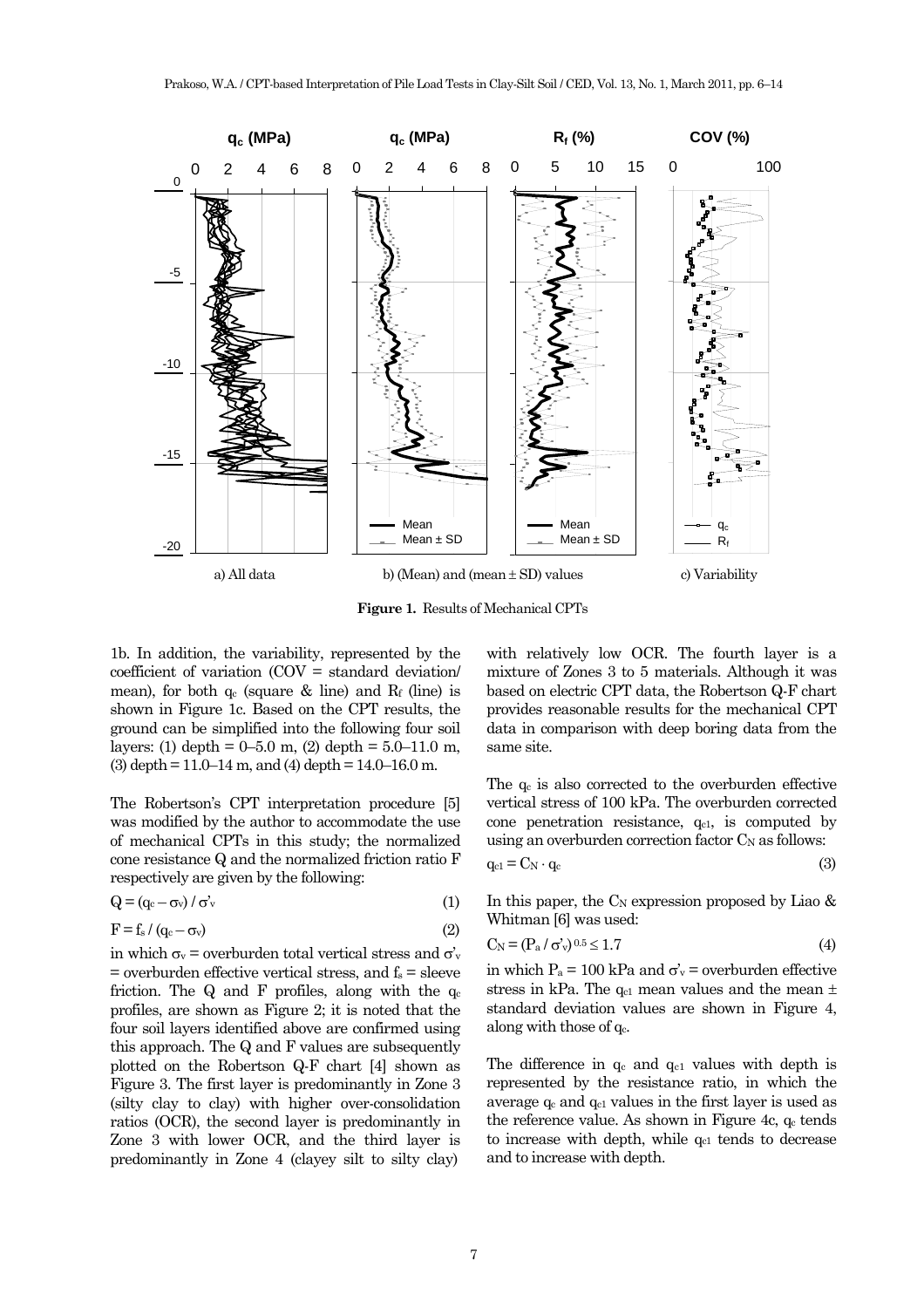**Figure 1.** Results of Mechanical CPTs

a) All data

b) (Mean) and (mean ± SD) values

c) Variability

1b. In addition, the variability, represented by the coefficient of variation (COV = standard deviation/ mean), for both $q_c$ (square & line) and $R_f$ (line) is shown in Figure 1c. Based on the CPT results, the ground can be simplified into the following four soil layers: (1) depth = 0–5.0 m, (2) depth = 5.0–11.0 m, (3) depth = 11.0–14 m, and (4) depth = 14.0–16.0 m.

The Robertson's CPT interpretation procedure [5] was modified by the author to accommodate the use of mechanical CPTs in this study; the normalized cone resistance Q and the normalized friction ratio F respectively are given by the following:

$$Q = (q_c - \sigma_v) / \sigma'_v \tag{1}$$

$$F = f_s / (q_c - \sigma_v) \tag{2}$$

in which $\sigma_v$ = overburden total vertical stress and $\sigma'_v$ = overburden effective vertical stress, and $f_s$ = sleeve friction. The Q and F profiles, along with the $q_c$ profiles, are shown as Figure 2; it is noted that the four soil layers identified above are confirmed using this approach. The Q and F values are subsequently plotted on the Robertson Q-F chart [4] shown as Figure 3. The first layer is predominantly in Zone 3 (silty clay to clay) with higher over-consolidation ratios (OCR), the second layer is predominantly in Zone 3 with lower OCR, and the third layer is predominantly in Zone 4 (clayey silt to silty clay) with relatively low OCR. The fourth layer is a mixture of Zones 3 to 5 materials. Although it was based on electric CPT data, the Robertson Q-F chart provides reasonable results for the mechanical CPT data in comparison with deep boring data from the same site.

The $q_c$ is also corrected to the overburden effective vertical stress of 100 kPa. The overburden corrected cone penetration resistance, $q_{c1}$, is computed by using an overburden correction factor $C_N$ as follows:

$$q_{c1} = C_N \cdot q_c \tag{3}$$

In this paper, the $C_N$ expression proposed by Liao & Whitman [6] was used:

$$C_N = (P_a / \sigma'_v)^{0.5} \leq 1.7 \tag{4}$$

in which $P_a$ = 100 kPa and $\sigma'_v$ = overburden effective stress in kPa. The $q_{c1}$ mean values and the mean ± standard deviation values are shown in Figure 4, along with those of $q_c$.

The difference in $q_c$ and $q_{c1}$ values with depth is represented by the resistance ratio, in which the average $q_c$ and $q_{c1}$ values in the first layer is used as the reference value. As shown in Figure 4c, $q_c$ tends to increase with depth, while $q_{c1}$ tends to decrease and to increase with depth.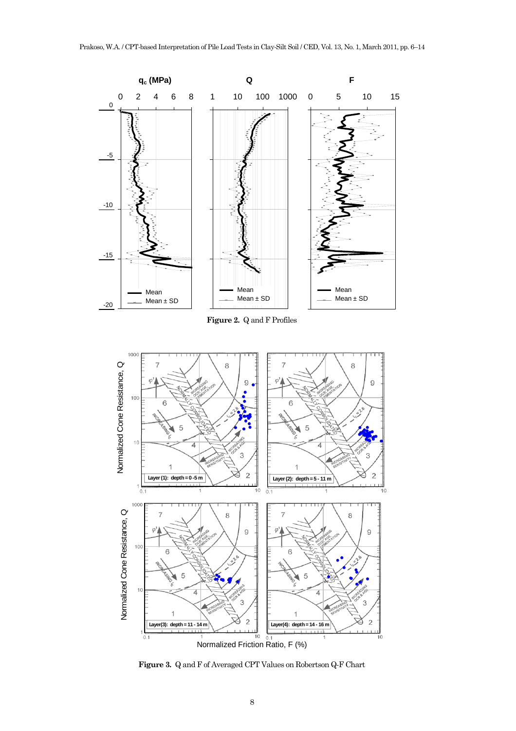**Figure 2.** Q and F Profiles

**Figure 3.** Q and F of Averaged CPT Values on Robertson Q-F Chart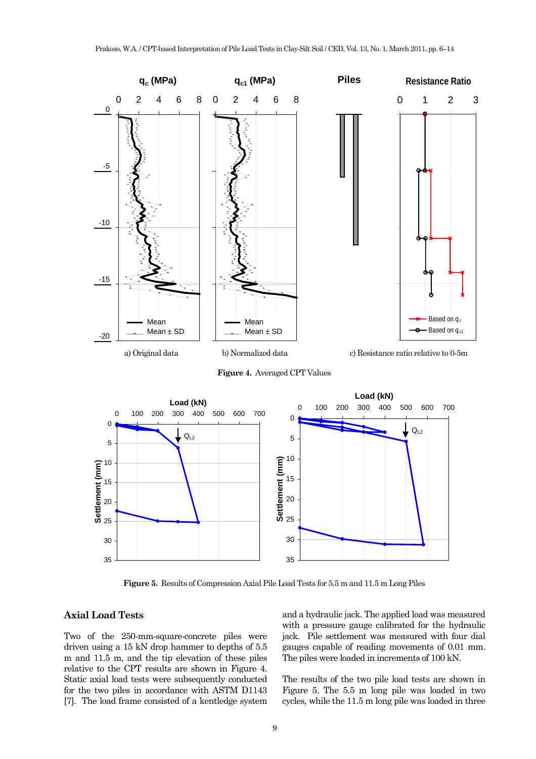a) Original data

b) Normalized data

c) Resistance ratio relative to 0-5m

**Figure 4.** Averaged CPT Values

**Figure 5.** Results of Compression Axial Pile Load Tests for 5.5 m and 11.5 m Long Piles

## Axial Load Tests

Two of the 250-mm-square-concrete piles were driven using a 15 kN drop hammer to depths of 5.5 m and 11.5 m, and the tip elevation of these piles relative to the CPT results are shown in Figure 4. Static axial load tests were subsequently conducted for the two piles in accordance with ASTM D1143 [7]. The load frame consisted of a kentledge system and a hydraulic jack. The applied load was measured with a pressure gauge calibrated for the hydraulic jack. Pile settlement was measured with four dial gauges capable of reading movements of 0.01 mm. The piles were loaded in increments of 100 kN.

The results of the two pile load tests are shown in Figure 5. The 5.5 m long pile was loaded in two cycles, while the 11.5 m long pile was loaded in three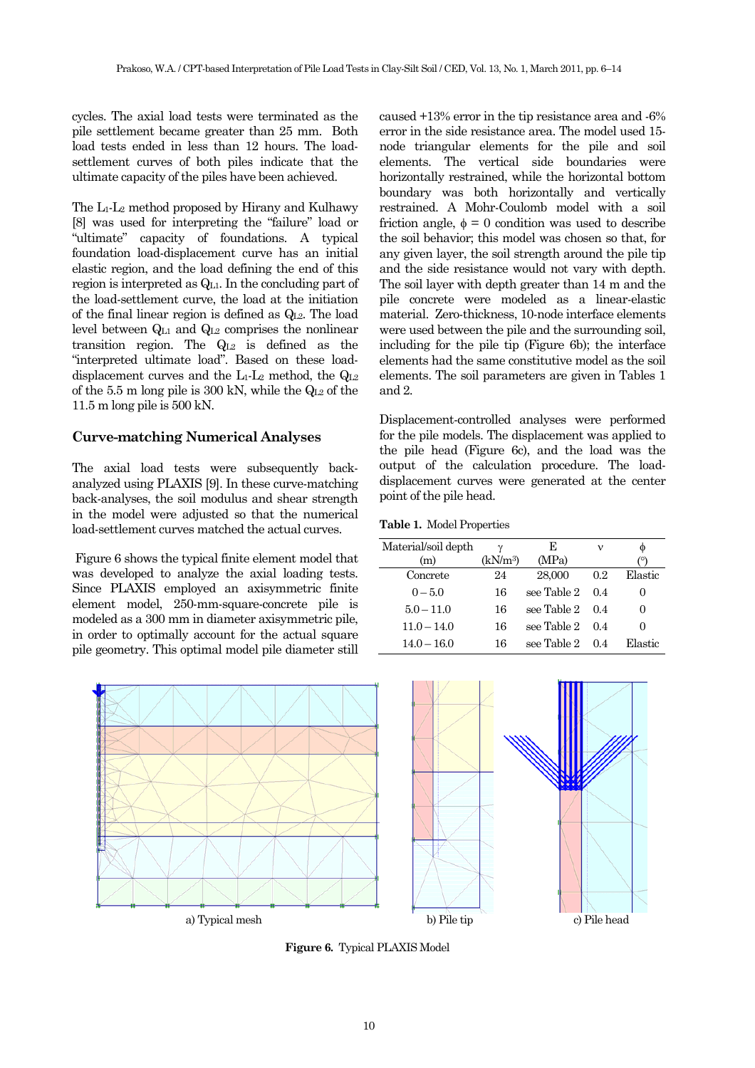cycles. The axial load tests were terminated as the pile settlement became greater than 25 mm. Both load tests ended in less than 12 hours. The load-settlement curves of both piles indicate that the ultimate capacity of the piles have been achieved.

The $L_1$-$L_2$ method proposed by Hirany and Kulhawy [8] was used for interpreting the "failure" load or "ultimate" capacity of foundations. A typical foundation load-displacement curve has an initial elastic region, and the load defining the end of this region is interpreted as $Q_{L1}$. In the concluding part of the load-settlement curve, the load at the initiation of the final linear region is defined as $Q_{L2}$. The load level between $Q_{L1}$ and $Q_{L2}$ comprises the nonlinear transition region. The $Q_{L2}$ is defined as the "interpreted ultimate load". Based on these load-displacement curves and the $L_1$-$L_2$ method, the $Q_{L2}$ of the 5.5 m long pile is 300 kN, while the $Q_{L2}$ of the 11.5 m long pile is 500 kN.

## Curve-matching Numerical Analyses

The axial load tests were subsequently back-analyzed using PLAXIS [9]. In these curve-matching back-analyses, the soil modulus and shear strength in the model were adjusted so that the numerical load-settlement curves matched the actual curves.

Figure 6 shows the typical finite element model that was developed to analyze the axial loading tests. Since PLAXIS employed an axisymmetric finite element model, 250-mm-square-concrete pile is modeled as a 300 mm in diameter axisymmetric pile, in order to optimally account for the actual square pile geometry. This optimal model pile diameter still caused +13% error in the tip resistance area and -6% error in the side resistance area. The model used 15-node triangular elements for the pile and soil elements. The vertical side boundaries were horizontally restrained, while the horizontal bottom boundary was both horizontally and vertically restrained. A Mohr-Coulomb model with a soil friction angle, $\phi = 0$ condition was used to describe the soil behavior; this model was chosen so that, for any given layer, the soil strength around the pile tip and the side resistance would not vary with depth. The soil layer with depth greater than 14 m and the pile concrete were modeled as a linear-elastic material. Zero-thickness, 10-node interface elements were used between the pile and the surrounding soil, including for the pile tip (Figure 6b); the interface elements had the same constitutive model as the soil elements. The soil parameters are given in Tables 1 and 2.

Displacement-controlled analyses were performed for the pile models. The displacement was applied to the pile head (Figure 6c), and the load was the output of the calculation procedure. The load-displacement curves were generated at the center point of the pile head.

**Table 1.** Model Properties

| Material/soil depth (m) | $\gamma$ (kN/m³) | E (MPa) | $\nu$ | $\phi$ (°) |
|---|---|---|---|---|
| Concrete | 24 | 28,000 | 0.2 | Elastic |
| 0 – 5.0 | 16 | see Table 2 | 0.4 | 0 |
| 5.0 – 11.0 | 16 | see Table 2 | 0.4 | 0 |
| 11.0 – 14.0 | 16 | see Table 2 | 0.4 | 0 |
| 14.0 – 16.0 | 16 | see Table 2 | 0.4 | Elastic |

a) Typical mesh b) Pile tip c) Pile head

**Figure 6.** Typical PLAXIS Model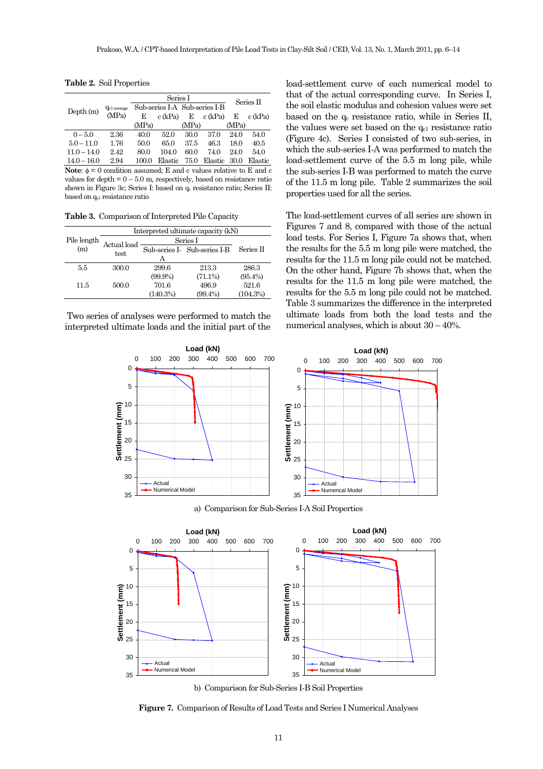**Table 2.** Soil Properties

| Depth (m) | $q_{c1\ average}$ (MPa) | Series I | | | | Series II | |
|---|---|---|---|---|---|---|---|
| | | Sub-series I-A | | Sub-series I-B | | | |
| | | E (MPa) | c (kPa) | E (MPa) | c (kPa) | E (MPa) | c (kPa) |
| 0 – 5.0 | 2.36 | 40.0 | 52.0 | 30.0 | 37.0 | 24.0 | 54.0 |
| 5.0 – 11.0 | 1.76 | 50.0 | 65.0 | 37.5 | 46.3 | 18.0 | 40.5 |
| 11.0 – 14.0 | 2.42 | 80.0 | 104.0 | 60.0 | 74.0 | 24.0 | 54.0 |
| 14.0 – 16.0 | 2.94 | 100.0 | Elastic | 75.0 | Elastic | 30.0 | Elastic |

**Note**: $\phi$ = 0 condition assumed; E and c values relative to E and c values for depth = 0 – 5.0 m, respectively, based on resistance ratio shown in Figure 3c; Series I: based on $q_c$ resistance ratio; Series II: based on $q_{c1}$ resistance ratio

**Table 3.** Comparison of Interpreted Pile Capacity

| Pile length (m) | Interpreted ultimate capacity (kN) | | | |
|---|---|---|---|---|
| | Actual load test | Series I | | Series II |
| | | Sub-series I-A | Sub-series I-B | |
| 5.5 | 300.0 | 299.6 (99.9%) | 213.3 (71.1%) | 286.3 (95.4%) |
| 11.5 | 500.0 | 701.6 (140.3%) | 496.9 (99.4%) | 521.6 (104.3%) |

Two series of analyses were performed to match the interpreted ultimate loads and the initial part of the load-settlement curve of each numerical model to that of the actual corresponding curve. In Series I, the soil elastic modulus and cohesion values were set based on the $q_c$ resistance ratio, while in Series II, the values were set based on the $q_{c1}$ resistance ratio (Figure 4c). Series I consisted of two sub-series, in which the sub-series I-A was performed to match the load-settlement curve of the 5.5 m long pile, while the sub-series I-B was performed to match the curve of the 11.5 m long pile. Table 2 summarizes the soil properties used for all the series.

The load-settlement curves of all series are shown in Figures 7 and 8, compared with those of the actual load tests. For Series I, Figure 7a shows that, when the results for the 5.5 m long pile were matched, the results for the 11.5 m long pile could not be matched. On the other hand, Figure 7b shows that, when the results for the 11.5 m long pile were matched, the results for the 5.5 m long pile could not be matched. Table 3 summarizes the difference in the interpreted ultimate loads from both the load tests and the numerical analyses, which is about 30 – 40%.

a) Comparison for Sub-Series I-A Soil Properties

b) Comparison for Sub-Series I-B Soil Properties

**Figure 7.** Comparison of Results of Load Tests and Series I Numerical Analyses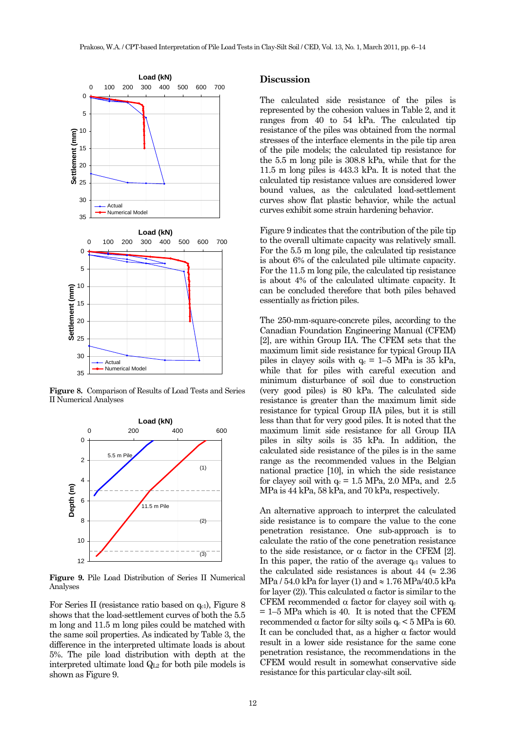Figure 8. Comparison of Results of Load Tests and Series II Numerical Analyses

Figure 9. Pile Load Distribution of Series II Numerical Analyses

For Series II (resistance ratio based on $q_{c1}$), Figure 8 shows that the load-settlement curves of both the 5.5 m long and 11.5 m long piles could be matched with the same soil properties. As indicated by Table 3, the difference in the interpreted ultimate loads is about 5%. The pile load distribution with depth at the interpreted ultimate load $Q_{L2}$ for both pile models is shown as Figure 9.

## Discussion

The calculated side resistance of the piles is represented by the cohesion values in Table 2, and it ranges from 40 to 54 kPa. The calculated tip resistance of the piles was obtained from the normal stresses of the interface elements in the pile tip area of the pile models; the calculated tip resistance for the 5.5 m long pile is 308.8 kPa, while that for the 11.5 m long piles is 443.3 kPa. It is noted that the calculated tip resistance values are considered lower bound values, as the calculated load-settlement curves show flat plastic behavior, while the actual curves exhibit some strain hardening behavior.

Figure 9 indicates that the contribution of the pile tip to the overall ultimate capacity was relatively small. For the 5.5 m long pile, the calculated tip resistance is about 6% of the calculated pile ultimate capacity. For the 11.5 m long pile, the calculated tip resistance is about 4% of the calculated ultimate capacity. It can be concluded therefore that both piles behaved essentially as friction piles.

The 250-mm-square-concrete piles, according to the Canadian Foundation Engineering Manual (CFEM) [2], are within Group IIA. The CFEM sets that the maximum limit side resistance for typical Group IIA piles in clayey soils with $q_c$ = 1–5 MPa is 35 kPa, while that for piles with careful execution and minimum disturbance of soil due to construction (very good piles) is 80 kPa. The calculated side resistance is greater than the maximum limit side resistance for typical Group IIA piles, but it is still less than that for very good piles. It is noted that the maximum limit side resistance for all Group IIA piles in silty soils with $q_c$ = 1.5 MPa is 35 kPa. In addition, the calculated side resistance of the piles is in the same range as the recommended values in the Belgian national practice [10], in which the side resistance for clayey soil with $q_c$ = 1.5 MPa, 2.0 MPa, and 2.5 MPa is 44 kPa, 58 kPa, and 70 kPa, respectively.

An alternative approach to interpret the calculated side resistance is to compare the value to the cone penetration resistance. One sub-approach is to calculate the ratio of the cone penetration resistance to the side resistance, or $\alpha$ factor in the CFEM [2]. In this paper, the ratio of the average $q_{c1}$ values to the calculated side resistances is about 44 ($\approx$ 2.36 MPa / 54.0 kPa for layer (1) and $\approx$ 1.76 MPa/40.5 kPa for layer (2)). This calculated $\alpha$ factor is similar to the CFEM recommended $\alpha$ factor for clayey soil with $q_c$ = 1–5 MPa which is 40. It is noted that the CFEM recommended $\alpha$ factor for silty soils $q_c$ < 5 MPa is 60. It can be concluded that, as a higher $\alpha$ factor would result in a lower side resistance for the same cone penetration resistance, the recommendations in the CFEM would result in somewhat conservative side resistance for this particular clay-silt soil.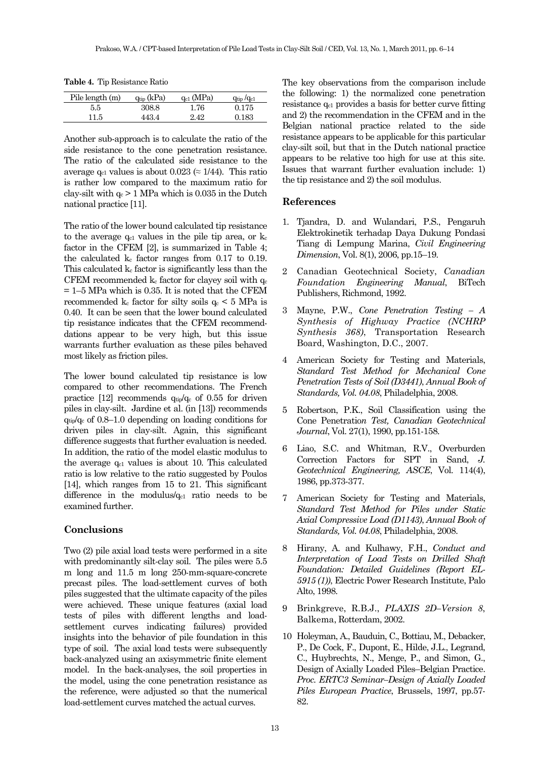**Table 4.** Tip Resistance Ratio

| Pile length (m) | $q_{tip}$ (kPa) | $q_{c1}$ (MPa) | $q_{tip}/q_{c1}$ |
|---|---|---|---|
| 5.5 | 308.8 | 1.76 | 0.175 |
| 11.5 | 443.4 | 2.42 | 0.183 |

Another sub-approach is to calculate the ratio of the side resistance to the cone penetration resistance. The ratio of the calculated side resistance to the average $q_{c1}$ values is about 0.023 (≈ 1/44). This ratio is rather low compared to the maximum ratio for clay-silt with $q_c > 1$ MPa which is 0.035 in the Dutch national practice [11].

The ratio of the lower bound calculated tip resistance to the average $q_{c1}$ values in the pile tip area, or $k_c$ factor in the CFEM [2], is summarized in Table 4; the calculated $k_c$ factor ranges from 0.17 to 0.19. This calculated $k_c$ factor is significantly less than the CFEM recommended $k_c$ factor for clayey soil with $q_c$ = 1–5 MPa which is 0.35. It is noted that the CFEM recommended $k_c$ factor for silty soils $q_c < 5$ MPa is 0.40. It can be seen that the lower bound calculated tip resistance indicates that the CFEM recommenddations appear to be very high, but this issue warrants further evaluation as these piles behaved most likely as friction piles.

The lower bound calculated tip resistance is low compared to other recommendations. The French practice [12] recommends $q_{tip}/q_c$ of 0.55 for driven piles in clay-silt. Jardine et al. (in [13]) recommends $q_{tip}/q_c$ of 0.8–1.0 depending on loading conditions for driven piles in clay-silt. Again, this significant difference suggests that further evaluation is needed. In addition, the ratio of the model elastic modulus to the average $q_{c1}$ values is about 10. This calculated ratio is low relative to the ratio suggested by Poulos [14], which ranges from 15 to 21. This significant difference in the modulus/$q_{c1}$ ratio needs to be examined further.

## Conclusions

Two (2) pile axial load tests were performed in a site with predominantly silt-clay soil. The piles were 5.5 m long and 11.5 m long 250-mm-square-concrete precast piles. The load-settlement curves of both piles suggested that the ultimate capacity of the piles were achieved. These unique features (axial load tests of piles with different lengths and load-settlement curves indicating failures) provided insights into the behavior of pile foundation in this type of soil. The axial load tests were subsequently back-analyzed using an axisymmetric finite element model. In the back-analyses, the soil properties in the model, using the cone penetration resistance as the reference, were adjusted so that the numerical load-settlement curves matched the actual curves.

The key observations from the comparison include the following: 1) the normalized cone penetration resistance $q_{c1}$ provides a basis for better curve fitting and 2) the recommendation in the CFEM and in the Belgian national practice related to the side resistance appears to be applicable for this particular clay-silt soil, but that in the Dutch national practice appears to be relative too high for use at this site. Issues that warrant further evaluation include: 1) the tip resistance and 2) the soil modulus.

## References

1. Tjandra, D. and Wulandari, P.S., Pengaruh Elektrokinetik terhadap Daya Dukung Pondasi Tiang di Lempung Marina, *Civil Engineering Dimension*, Vol. 8(1), 2006, pp.15–19.
2. Canadian Geotechnical Society, *Canadian Foundation Engineering Manual*, BiTech Publishers, Richmond, 1992.
3. Mayne, P.W., *Cone Penetration Testing – A Synthesis of Highway Practice (NCHRP Synthesis 368)*, Transportation Research Board, Washington, D.C., 2007.
4. American Society for Testing and Materials, *Standard Test Method for Mechanical Cone Penetration Tests of Soil (D3441)*, *Annual Book of Standards, Vol. 04.08*, Philadelphia, 2008.
5. Robertson, P.K., Soil Classification using the Cone Penetration *Test, Canadian Geotechnical Journal*, Vol. 27(1), 1990, pp.151-158.
6. Liao, S.C. and Whitman, R.V., Overburden Correction Factors for SPT in Sand, *J. Geotechnical Engineering, ASCE*, Vol. 114(4), 1986, pp.373-377.
7. American Society for Testing and Materials, *Standard Test Method for Piles under Static Axial Compressive Load (D1143)*, *Annual Book of Standards, Vol. 04.08*, Philadelphia, 2008.
8. Hirany, A. and Kulhawy, F.H., *Conduct and Interpretation of Load Tests on Drilled Shaft Foundation: Detailed Guidelines (Report EL-5915 (1))*, Electric Power Research Institute, Palo Alto, 1998.
9. Brinkgreve, R.B.J., *PLAXIS 2D–Version 8*, Balkema, Rotterdam, 2002.
10. Holeyman, A., Bauduin, C., Bottiau, M., Debacker, P., De Cock, F., Dupont, E., Hilde, J.L., Legrand, C., Huybrechts, N., Menge, P., and Simon, G., Design of Axially Loaded Piles–Belgian Practice. *Proc. ERTC3 Seminar–Design of Axially Loaded Piles European Practice*, Brussels, 1997, pp.57-82.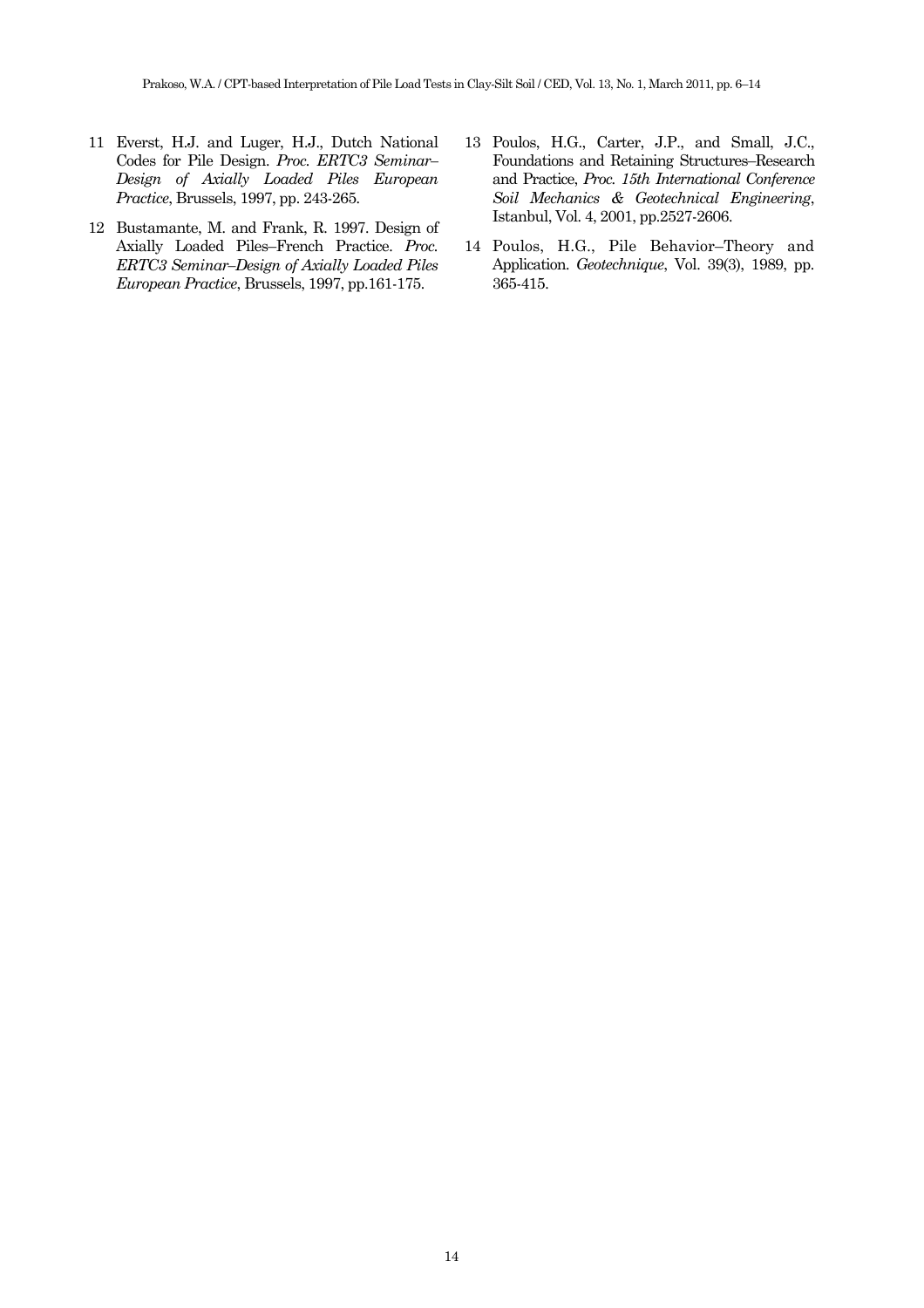11 Everst, H.J. and Luger, H.J., Dutch National Codes for Pile Design. *Proc. ERTC3 Seminar–Design of Axially Loaded Piles European Practice*, Brussels, 1997, pp. 243-265.

12 Bustamante, M. and Frank, R. 1997. Design of Axially Loaded Piles–French Practice. *Proc. ERTC3 Seminar–Design of Axially Loaded Piles European Practice*, Brussels, 1997, pp.161-175.

13 Poulos, H.G., Carter, J.P., and Small, J.C., Foundations and Retaining Structures–Research and Practice, *Proc. 15th International Conference Soil Mechanics & Geotechnical Engineering*, Istanbul, Vol. 4, 2001, pp.2527-2606.

14 Poulos, H.G., Pile Behavior–Theory and Application. *Geotechnique*, Vol. 39(3), 1989, pp. 365-415.